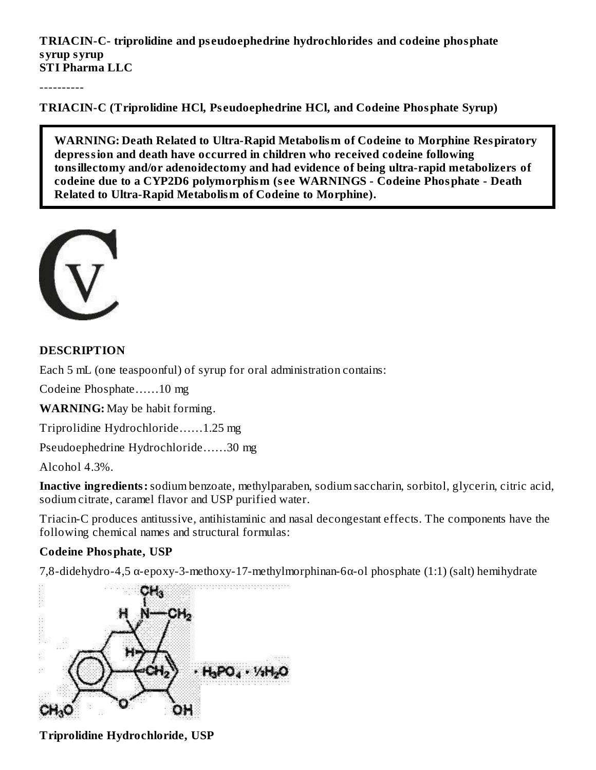**TRIACIN-C- triprolidine and pseudoephedrine hydrochlorides and codeine phosphate syrup syrup**
**STI Pharma LLC**

----------

**TRIACIN-C (Triprolidine HCl, Pseudoephedrine HCl, and Codeine Phosphate Syrup)**

> **WARNING: Death Related to Ultra-Rapid Metabolism of Codeine to Morphine Respiratory depression and death have occurred in children who received codeine following tonsillectomy and/or adenoidectomy and had evidence of being ultra-rapid metabolizers of codeine due to a CYP2D6 polymorphism (see WARNINGS - Codeine Phosphate - Death Related to Ultra-Rapid Metabolism of Codeine to Morphine).**

CV

## DESCRIPTION

Each 5 mL (one teaspoonful) of syrup for oral administration contains:

Codeine Phosphate……10 mg

**WARNING:** May be habit forming.

Triprolidine Hydrochloride……1.25 mg

Pseudoephedrine Hydrochloride……30 mg

Alcohol 4.3%.

**Inactive ingredients:** sodium benzoate, methylparaben, sodium saccharin, sorbitol, glycerin, citric acid, sodium citrate, caramel flavor and USP purified water.

Triacin-C produces antitussive, antihistaminic and nasal decongestant effects. The components have the following chemical names and structural formulas:

**Codeine Phosphate, USP**

7,8-didehydro-4,5 α-epoxy-3-methoxy-17-methylmorphinan-6α-ol phosphate (1:1) (salt) hemihydrate

$\cdot H_3PO_4 \cdot \frac{1}{2}H_2O$

**Triprolidine Hydrochloride, USP**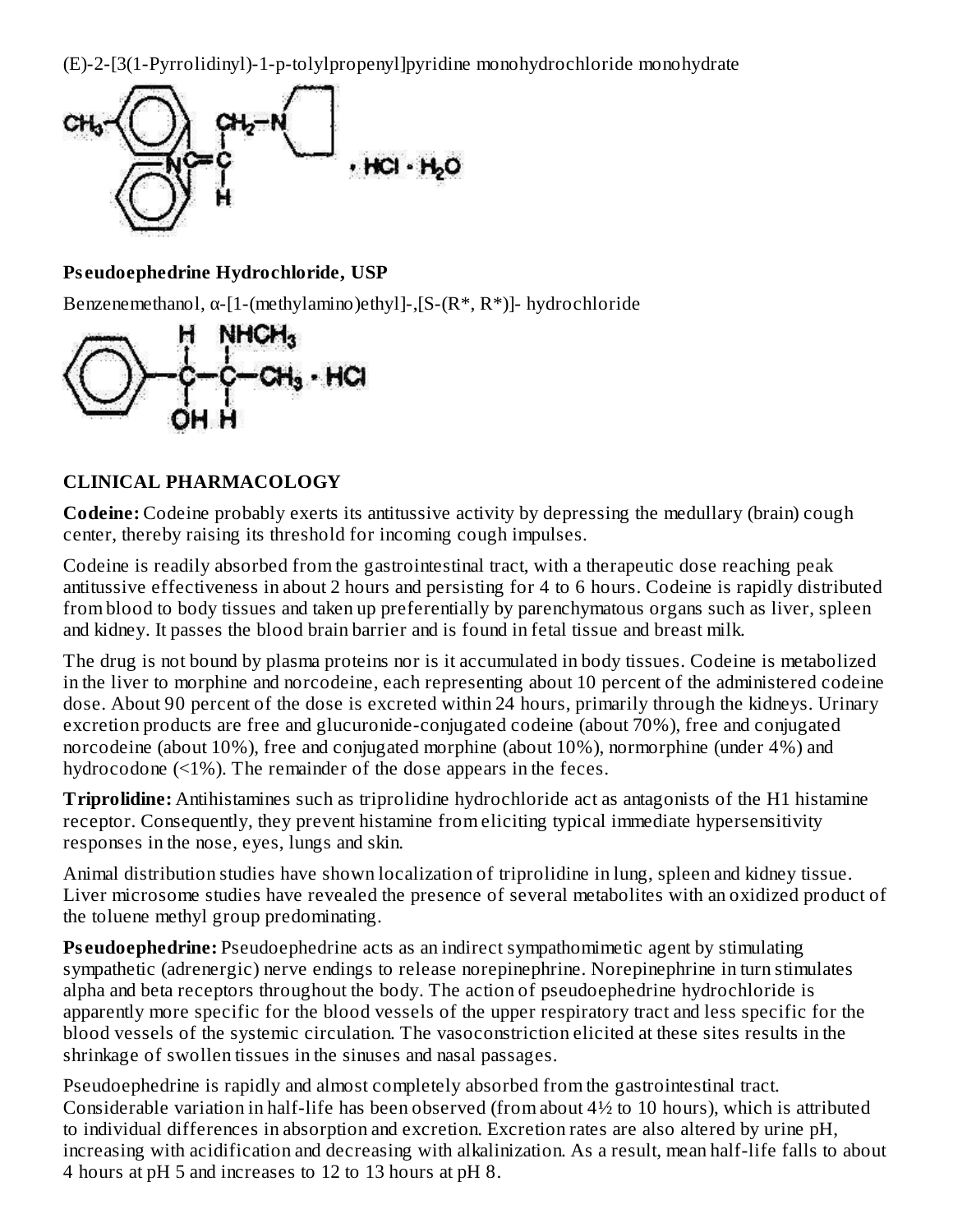(E)-2-[3(1-Pyrrolidinyl)-1-p-tolylpropenyl]pyridine monohydrochloride monohydrate

**Pseudoephedrine Hydrochloride, USP**

Benzenemethanol, α-[1-(methylamino)ethyl]-,[S-(R*, R*)]- hydrochloride

## CLINICAL PHARMACOLOGY

**Codeine:** Codeine probably exerts its antitussive activity by depressing the medullary (brain) cough center, thereby raising its threshold for incoming cough impulses.

Codeine is readily absorbed from the gastrointestinal tract, with a therapeutic dose reaching peak antitussive effectiveness in about 2 hours and persisting for 4 to 6 hours. Codeine is rapidly distributed from blood to body tissues and taken up preferentially by parenchymatous organs such as liver, spleen and kidney. It passes the blood brain barrier and is found in fetal tissue and breast milk.

The drug is not bound by plasma proteins nor is it accumulated in body tissues. Codeine is metabolized in the liver to morphine and norcodeine, each representing about 10 percent of the administered codeine dose. About 90 percent of the dose is excreted within 24 hours, primarily through the kidneys. Urinary excretion products are free and glucuronide-conjugated codeine (about 70%), free and conjugated norcodeine (about 10%), free and conjugated morphine (about 10%), normorphine (under 4%) and hydrocodone (<1%). The remainder of the dose appears in the feces.

**Triprolidine:** Antihistamines such as triprolidine hydrochloride act as antagonists of the H1 histamine receptor. Consequently, they prevent histamine from eliciting typical immediate hypersensitivity responses in the nose, eyes, lungs and skin.

Animal distribution studies have shown localization of triprolidine in lung, spleen and kidney tissue. Liver microsome studies have revealed the presence of several metabolites with an oxidized product of the toluene methyl group predominating.

**Pseudoephedrine:** Pseudoephedrine acts as an indirect sympathomimetic agent by stimulating sympathetic (adrenergic) nerve endings to release norepinephrine. Norepinephrine in turn stimulates alpha and beta receptors throughout the body. The action of pseudoephedrine hydrochloride is apparently more specific for the blood vessels of the upper respiratory tract and less specific for the blood vessels of the systemic circulation. The vasoconstriction elicited at these sites results in the shrinkage of swollen tissues in the sinuses and nasal passages.

Pseudoephedrine is rapidly and almost completely absorbed from the gastrointestinal tract. Considerable variation in half-life has been observed (from about 4½ to 10 hours), which is attributed to individual differences in absorption and excretion. Excretion rates are also altered by urine pH, increasing with acidification and decreasing with alkalinization. As a result, mean half-life falls to about 4 hours at pH 5 and increases to 12 to 13 hours at pH 8.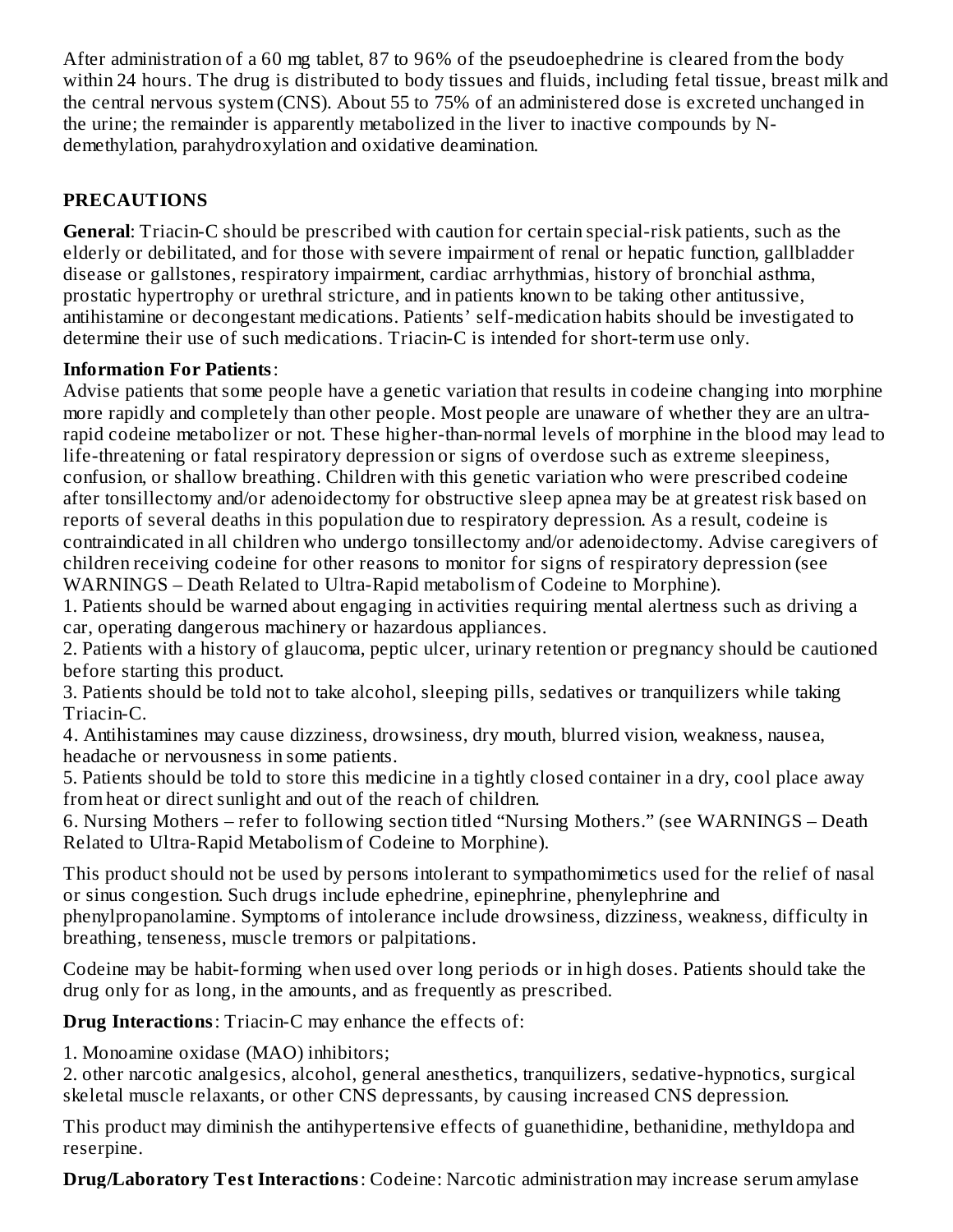After administration of a 60 mg tablet, 87 to 96% of the pseudoephedrine is cleared from the body within 24 hours. The drug is distributed to body tissues and fluids, including fetal tissue, breast milk and the central nervous system (CNS). About 55 to 75% of an administered dose is excreted unchanged in the urine; the remainder is apparently metabolized in the liver to inactive compounds by N-demethylation, parahydroxylation and oxidative deamination.

## PRECAUTIONS

**General**: Triacin-C should be prescribed with caution for certain special-risk patients, such as the elderly or debilitated, and for those with severe impairment of renal or hepatic function, gallbladder disease or gallstones, respiratory impairment, cardiac arrhythmias, history of bronchial asthma, prostatic hypertrophy or urethral stricture, and in patients known to be taking other antitussive, antihistamine or decongestant medications. Patients' self-medication habits should be investigated to determine their use of such medications. Triacin-C is intended for short-term use only.

**Information For Patients**:

Advise patients that some people have a genetic variation that results in codeine changing into morphine more rapidly and completely than other people. Most people are unaware of whether they are an ultra-rapid codeine metabolizer or not. These higher-than-normal levels of morphine in the blood may lead to life-threatening or fatal respiratory depression or signs of overdose such as extreme sleepiness, confusion, or shallow breathing. Children with this genetic variation who were prescribed codeine after tonsillectomy and/or adenoidectomy for obstructive sleep apnea may be at greatest risk based on reports of several deaths in this population due to respiratory depression. As a result, codeine is contraindicated in all children who undergo tonsillectomy and/or adenoidectomy. Advise caregivers of children receiving codeine for other reasons to monitor for signs of respiratory depression (see WARNINGS – Death Related to Ultra-Rapid metabolism of Codeine to Morphine).

1. Patients should be warned about engaging in activities requiring mental alertness such as driving a car, operating dangerous machinery or hazardous appliances.
2. Patients with a history of glaucoma, peptic ulcer, urinary retention or pregnancy should be cautioned before starting this product.
3. Patients should be told not to take alcohol, sleeping pills, sedatives or tranquilizers while taking Triacin-C.
4. Antihistamines may cause dizziness, drowsiness, dry mouth, blurred vision, weakness, nausea, headache or nervousness in some patients.
5. Patients should be told to store this medicine in a tightly closed container in a dry, cool place away from heat or direct sunlight and out of the reach of children.
6. Nursing Mothers – refer to following section titled "Nursing Mothers." (see WARNINGS – Death Related to Ultra-Rapid Metabolism of Codeine to Morphine).

This product should not be used by persons intolerant to sympathomimetics used for the relief of nasal or sinus congestion. Such drugs include ephedrine, epinephrine, phenylephrine and phenylpropanolamine. Symptoms of intolerance include drowsiness, dizziness, weakness, difficulty in breathing, tenseness, muscle tremors or palpitations.

Codeine may be habit-forming when used over long periods or in high doses. Patients should take the drug only for as long, in the amounts, and as frequently as prescribed.

**Drug Interactions**: Triacin-C may enhance the effects of:

1. Monoamine oxidase (MAO) inhibitors;
2. other narcotic analgesics, alcohol, general anesthetics, tranquilizers, sedative-hypnotics, surgical skeletal muscle relaxants, or other CNS depressants, by causing increased CNS depression.

This product may diminish the antihypertensive effects of guanethidine, bethanidine, methyldopa and reserpine.

**Drug/Laboratory Test Interactions**: Codeine: Narcotic administration may increase serum amylase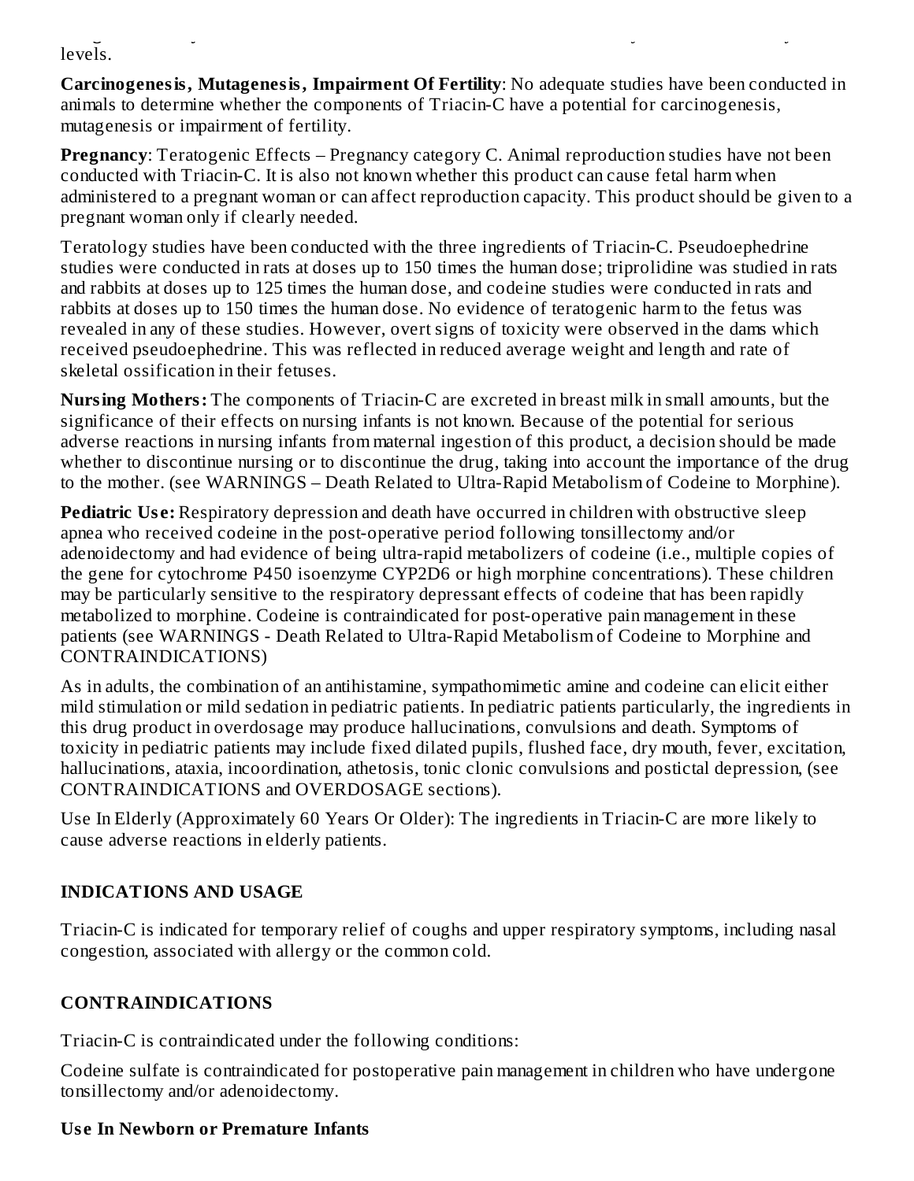levels.

**Carcinogenesis, Mutagenesis, Impairment Of Fertility**: No adequate studies have been conducted in animals to determine whether the components of Triacin-C have a potential for carcinogenesis, mutagenesis or impairment of fertility.

**Pregnancy**: Teratogenic Effects – Pregnancy category C. Animal reproduction studies have not been conducted with Triacin-C. It is also not known whether this product can cause fetal harm when administered to a pregnant woman or can affect reproduction capacity. This product should be given to a pregnant woman only if clearly needed.

Teratology studies have been conducted with the three ingredients of Triacin-C. Pseudoephedrine studies were conducted in rats at doses up to 150 times the human dose; triprolidine was studied in rats and rabbits at doses up to 125 times the human dose, and codeine studies were conducted in rats and rabbits at doses up to 150 times the human dose. No evidence of teratogenic harm to the fetus was revealed in any of these studies. However, overt signs of toxicity were observed in the dams which received pseudoephedrine. This was reflected in reduced average weight and length and rate of skeletal ossification in their fetuses.

**Nursing Mothers:** The components of Triacin-C are excreted in breast milk in small amounts, but the significance of their effects on nursing infants is not known. Because of the potential for serious adverse reactions in nursing infants from maternal ingestion of this product, a decision should be made whether to discontinue nursing or to discontinue the drug, taking into account the importance of the drug to the mother. (see WARNINGS – Death Related to Ultra-Rapid Metabolism of Codeine to Morphine).

**Pediatric Use:** Respiratory depression and death have occurred in children with obstructive sleep apnea who received codeine in the post-operative period following tonsillectomy and/or adenoidectomy and had evidence of being ultra-rapid metabolizers of codeine (i.e., multiple copies of the gene for cytochrome P450 isoenzyme CYP2D6 or high morphine concentrations). These children may be particularly sensitive to the respiratory depressant effects of codeine that has been rapidly metabolized to morphine. Codeine is contraindicated for post-operative pain management in these patients (see WARNINGS - Death Related to Ultra-Rapid Metabolism of Codeine to Morphine and CONTRAINDICATIONS)

As in adults, the combination of an antihistamine, sympathomimetic amine and codeine can elicit either mild stimulation or mild sedation in pediatric patients. In pediatric patients particularly, the ingredients in this drug product in overdosage may produce hallucinations, convulsions and death. Symptoms of toxicity in pediatric patients may include fixed dilated pupils, flushed face, dry mouth, fever, excitation, hallucinations, ataxia, incoordination, athetosis, tonic clonic convulsions and postictal depression, (see CONTRAINDICATIONS and OVERDOSAGE sections).

Use In Elderly (Approximately 60 Years Or Older): The ingredients in Triacin-C are more likely to cause adverse reactions in elderly patients.

## INDICATIONS AND USAGE

Triacin-C is indicated for temporary relief of coughs and upper respiratory symptoms, including nasal congestion, associated with allergy or the common cold.

## CONTRAINDICATIONS

Triacin-C is contraindicated under the following conditions:

Codeine sulfate is contraindicated for postoperative pain management in children who have undergone tonsillectomy and/or adenoidectomy.

**Use In Newborn or Premature Infants**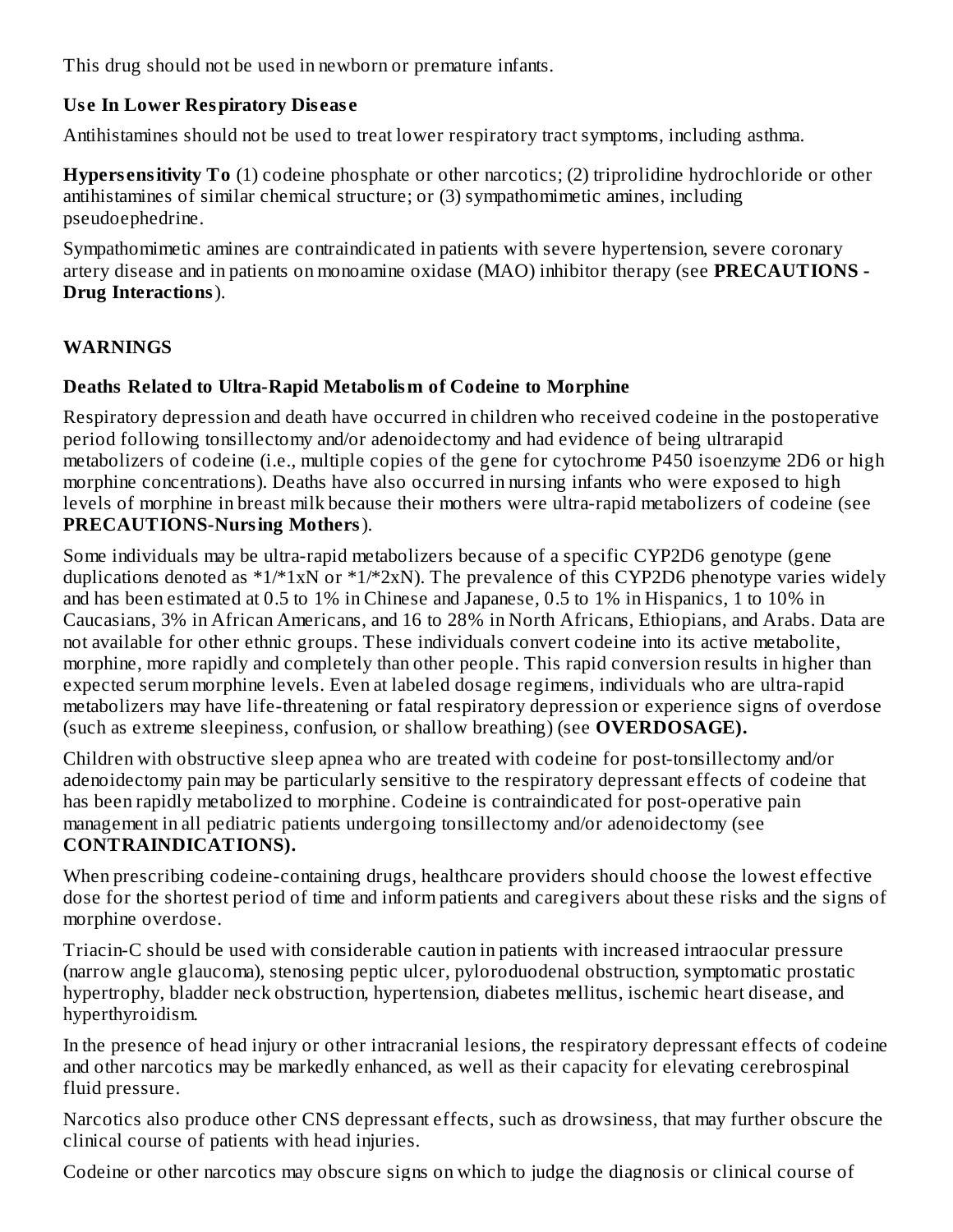This drug should not be used in newborn or premature infants.

**Use In Lower Respiratory Disease**

Antihistamines should not be used to treat lower respiratory tract symptoms, including asthma.

**Hypersensitivity To** (1) codeine phosphate or other narcotics; (2) triprolidine hydrochloride or other antihistamines of similar chemical structure; or (3) sympathomimetic amines, including pseudoephedrine.

Sympathomimetic amines are contraindicated in patients with severe hypertension, severe coronary artery disease and in patients on monoamine oxidase (MAO) inhibitor therapy (see **PRECAUTIONS - Drug Interactions**).

## WARNINGS

**Deaths Related to Ultra-Rapid Metabolism of Codeine to Morphine**

Respiratory depression and death have occurred in children who received codeine in the postoperative period following tonsillectomy and/or adenoidectomy and had evidence of being ultrarapid metabolizers of codeine (i.e., multiple copies of the gene for cytochrome P450 isoenzyme 2D6 or high morphine concentrations). Deaths have also occurred in nursing infants who were exposed to high levels of morphine in breast milk because their mothers were ultra-rapid metabolizers of codeine (see **PRECAUTIONS-Nursing Mothers**).

Some individuals may be ultra-rapid metabolizers because of a specific CYP2D6 genotype (gene duplications denoted as *1/*1xN or *1/*2xN). The prevalence of this CYP2D6 phenotype varies widely and has been estimated at 0.5 to 1% in Chinese and Japanese, 0.5 to 1% in Hispanics, 1 to 10% in Caucasians, 3% in African Americans, and 16 to 28% in North Africans, Ethiopians, and Arabs. Data are not available for other ethnic groups. These individuals convert codeine into its active metabolite, morphine, more rapidly and completely than other people. This rapid conversion results in higher than expected serum morphine levels. Even at labeled dosage regimens, individuals who are ultra-rapid metabolizers may have life-threatening or fatal respiratory depression or experience signs of overdose (such as extreme sleepiness, confusion, or shallow breathing) (see **OVERDOSAGE).**

Children with obstructive sleep apnea who are treated with codeine for post-tonsillectomy and/or adenoidectomy pain may be particularly sensitive to the respiratory depressant effects of codeine that has been rapidly metabolized to morphine. Codeine is contraindicated for post-operative pain management in all pediatric patients undergoing tonsillectomy and/or adenoidectomy (see **CONTRAINDICATIONS).**

When prescribing codeine-containing drugs, healthcare providers should choose the lowest effective dose for the shortest period of time and inform patients and caregivers about these risks and the signs of morphine overdose.

Triacin-C should be used with considerable caution in patients with increased intraocular pressure (narrow angle glaucoma), stenosing peptic ulcer, pyloroduodenal obstruction, symptomatic prostatic hypertrophy, bladder neck obstruction, hypertension, diabetes mellitus, ischemic heart disease, and hyperthyroidism.

In the presence of head injury or other intracranial lesions, the respiratory depressant effects of codeine and other narcotics may be markedly enhanced, as well as their capacity for elevating cerebrospinal fluid pressure.

Narcotics also produce other CNS depressant effects, such as drowsiness, that may further obscure the clinical course of patients with head injuries.

Codeine or other narcotics may obscure signs on which to judge the diagnosis or clinical course of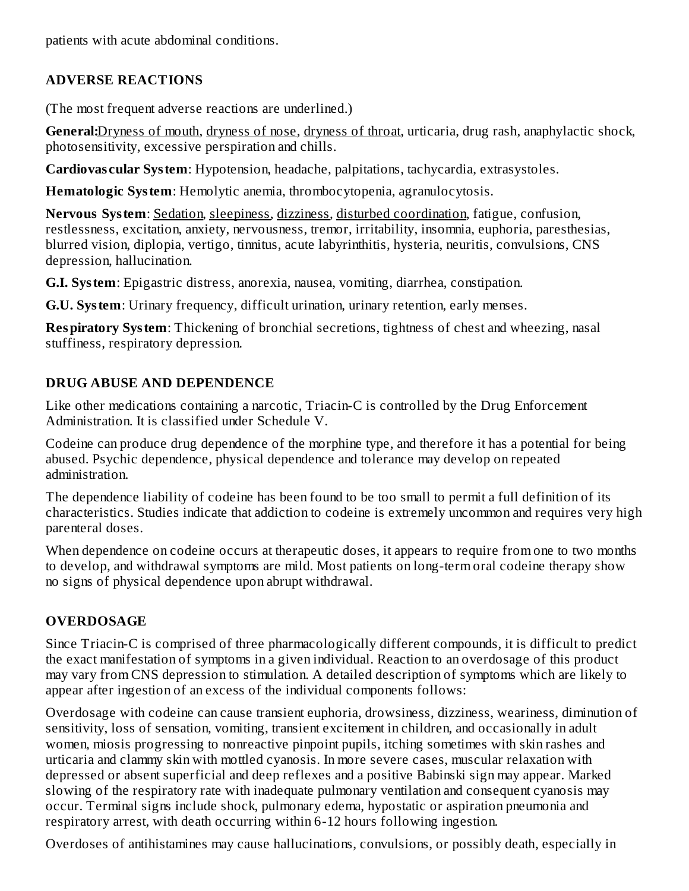patients with acute abdominal conditions.

## ADVERSE REACTIONS

(The most frequent adverse reactions are underlined.)

**General:** <u>Dryness of mouth</u>, <u>dryness of nose</u>, <u>dryness of throat</u>, urticaria, drug rash, anaphylactic shock, photosensitivity, excessive perspiration and chills.

**Cardiovascular System**: Hypotension, headache, palpitations, tachycardia, extrasystoles.

**Hematologic System**: Hemolytic anemia, thrombocytopenia, agranulocytosis.

**Nervous System**: <u>Sedation</u>, <u>sleepiness</u>, <u>dizziness</u>, <u>disturbed coordination</u>, fatigue, confusion, restlessness, excitation, anxiety, nervousness, tremor, irritability, insomnia, euphoria, paresthesias, blurred vision, diplopia, vertigo, tinnitus, acute labyrinthitis, hysteria, neuritis, convulsions, CNS depression, hallucination.

**G.I. System**: Epigastric distress, anorexia, nausea, vomiting, diarrhea, constipation.

**G.U. System**: Urinary frequency, difficult urination, urinary retention, early menses.

**Respiratory System**: Thickening of bronchial secretions, tightness of chest and wheezing, nasal stuffiness, respiratory depression.

## DRUG ABUSE AND DEPENDENCE

Like other medications containing a narcotic, Triacin-C is controlled by the Drug Enforcement Administration. It is classified under Schedule V.

Codeine can produce drug dependence of the morphine type, and therefore it has a potential for being abused. Psychic dependence, physical dependence and tolerance may develop on repeated administration.

The dependence liability of codeine has been found to be too small to permit a full definition of its characteristics. Studies indicate that addiction to codeine is extremely uncommon and requires very high parenteral doses.

When dependence on codeine occurs at therapeutic doses, it appears to require from one to two months to develop, and withdrawal symptoms are mild. Most patients on long-term oral codeine therapy show no signs of physical dependence upon abrupt withdrawal.

## OVERDOSAGE

Since Triacin-C is comprised of three pharmacologically different compounds, it is difficult to predict the exact manifestation of symptoms in a given individual. Reaction to an overdosage of this product may vary from CNS depression to stimulation. A detailed description of symptoms which are likely to appear after ingestion of an excess of the individual components follows:

Overdosage with codeine can cause transient euphoria, drowsiness, dizziness, weariness, diminution of sensitivity, loss of sensation, vomiting, transient excitement in children, and occasionally in adult women, miosis progressing to nonreactive pinpoint pupils, itching sometimes with skin rashes and urticaria and clammy skin with mottled cyanosis. In more severe cases, muscular relaxation with depressed or absent superficial and deep reflexes and a positive Babinski sign may appear. Marked slowing of the respiratory rate with inadequate pulmonary ventilation and consequent cyanosis may occur. Terminal signs include shock, pulmonary edema, hypostatic or aspiration pneumonia and respiratory arrest, with death occurring within 6-12 hours following ingestion.

Overdoses of antihistamines may cause hallucinations, convulsions, or possibly death, especially in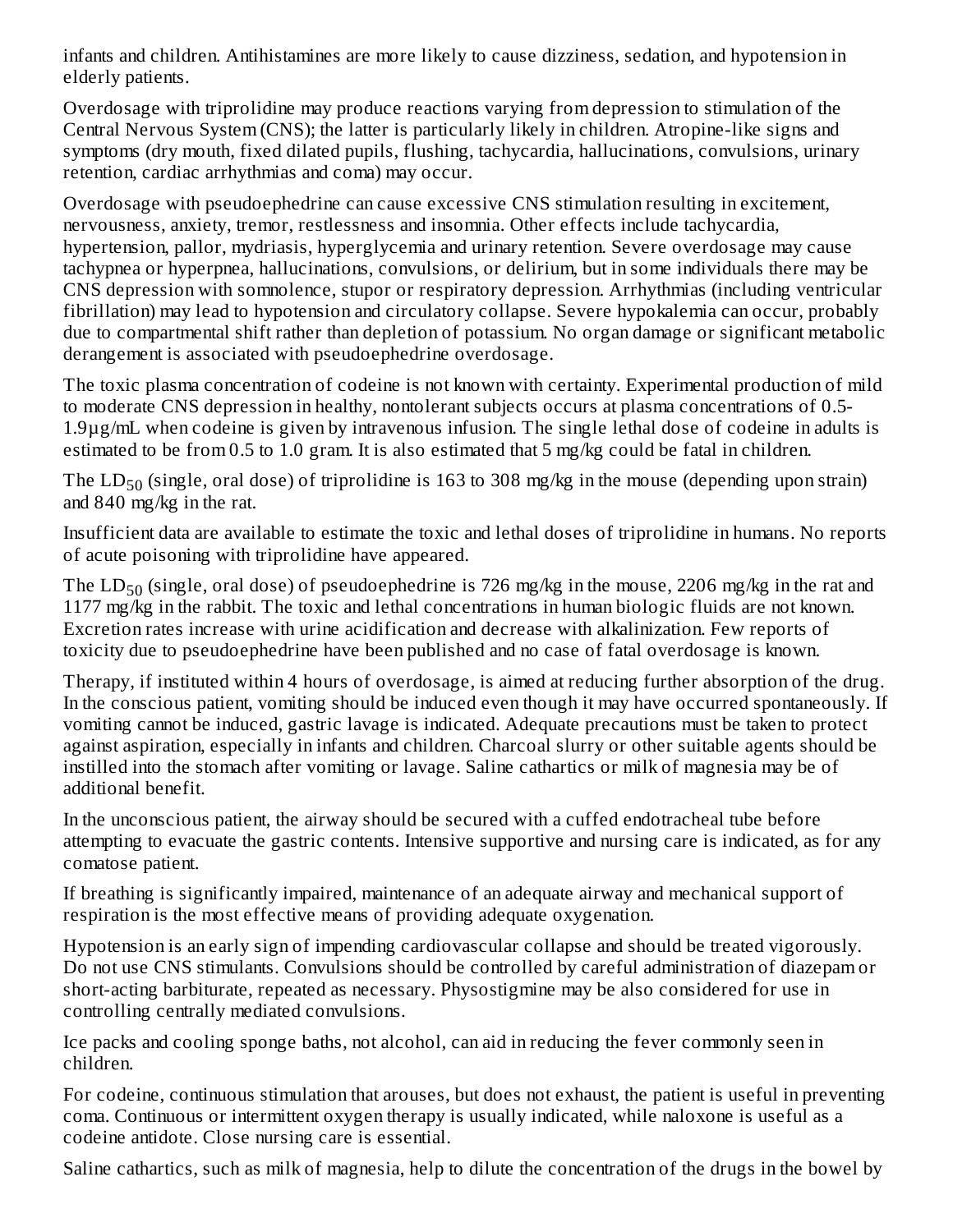infants and children. Antihistamines are more likely to cause dizziness, sedation, and hypotension in elderly patients.

Overdosage with triprolidine may produce reactions varying from depression to stimulation of the Central Nervous System (CNS); the latter is particularly likely in children. Atropine-like signs and symptoms (dry mouth, fixed dilated pupils, flushing, tachycardia, hallucinations, convulsions, urinary retention, cardiac arrhythmias and coma) may occur.

Overdosage with pseudoephedrine can cause excessive CNS stimulation resulting in excitement, nervousness, anxiety, tremor, restlessness and insomnia. Other effects include tachycardia, hypertension, pallor, mydriasis, hyperglycemia and urinary retention. Severe overdosage may cause tachypnea or hyperpnea, hallucinations, convulsions, or delirium, but in some individuals there may be CNS depression with somnolence, stupor or respiratory depression. Arrhythmias (including ventricular fibrillation) may lead to hypotension and circulatory collapse. Severe hypokalemia can occur, probably due to compartmental shift rather than depletion of potassium. No organ damage or significant metabolic derangement is associated with pseudoephedrine overdosage.

The toxic plasma concentration of codeine is not known with certainty. Experimental production of mild to moderate CNS depression in healthy, nontolerant subjects occurs at plasma concentrations of 0.5-1.9µg/mL when codeine is given by intravenous infusion. The single lethal dose of codeine in adults is estimated to be from 0.5 to 1.0 gram. It is also estimated that 5 mg/kg could be fatal in children.

The $LD_{50}$ (single, oral dose) of triprolidine is 163 to 308 mg/kg in the mouse (depending upon strain) and 840 mg/kg in the rat.

Insufficient data are available to estimate the toxic and lethal doses of triprolidine in humans. No reports of acute poisoning with triprolidine have appeared.

The $LD_{50}$ (single, oral dose) of pseudoephedrine is 726 mg/kg in the mouse, 2206 mg/kg in the rat and 1177 mg/kg in the rabbit. The toxic and lethal concentrations in human biologic fluids are not known. Excretion rates increase with urine acidification and decrease with alkalinization. Few reports of toxicity due to pseudoephedrine have been published and no case of fatal overdosage is known.

Therapy, if instituted within 4 hours of overdosage, is aimed at reducing further absorption of the drug. In the conscious patient, vomiting should be induced even though it may have occurred spontaneously. If vomiting cannot be induced, gastric lavage is indicated. Adequate precautions must be taken to protect against aspiration, especially in infants and children. Charcoal slurry or other suitable agents should be instilled into the stomach after vomiting or lavage. Saline cathartics or milk of magnesia may be of additional benefit.

In the unconscious patient, the airway should be secured with a cuffed endotracheal tube before attempting to evacuate the gastric contents. Intensive supportive and nursing care is indicated, as for any comatose patient.

If breathing is significantly impaired, maintenance of an adequate airway and mechanical support of respiration is the most effective means of providing adequate oxygenation.

Hypotension is an early sign of impending cardiovascular collapse and should be treated vigorously. Do not use CNS stimulants. Convulsions should be controlled by careful administration of diazepam or short-acting barbiturate, repeated as necessary. Physostigmine may be also considered for use in controlling centrally mediated convulsions.

Ice packs and cooling sponge baths, not alcohol, can aid in reducing the fever commonly seen in children.

For codeine, continuous stimulation that arouses, but does not exhaust, the patient is useful in preventing coma. Continuous or intermittent oxygen therapy is usually indicated, while naloxone is useful as a codeine antidote. Close nursing care is essential.

Saline cathartics, such as milk of magnesia, help to dilute the concentration of the drugs in the bowel by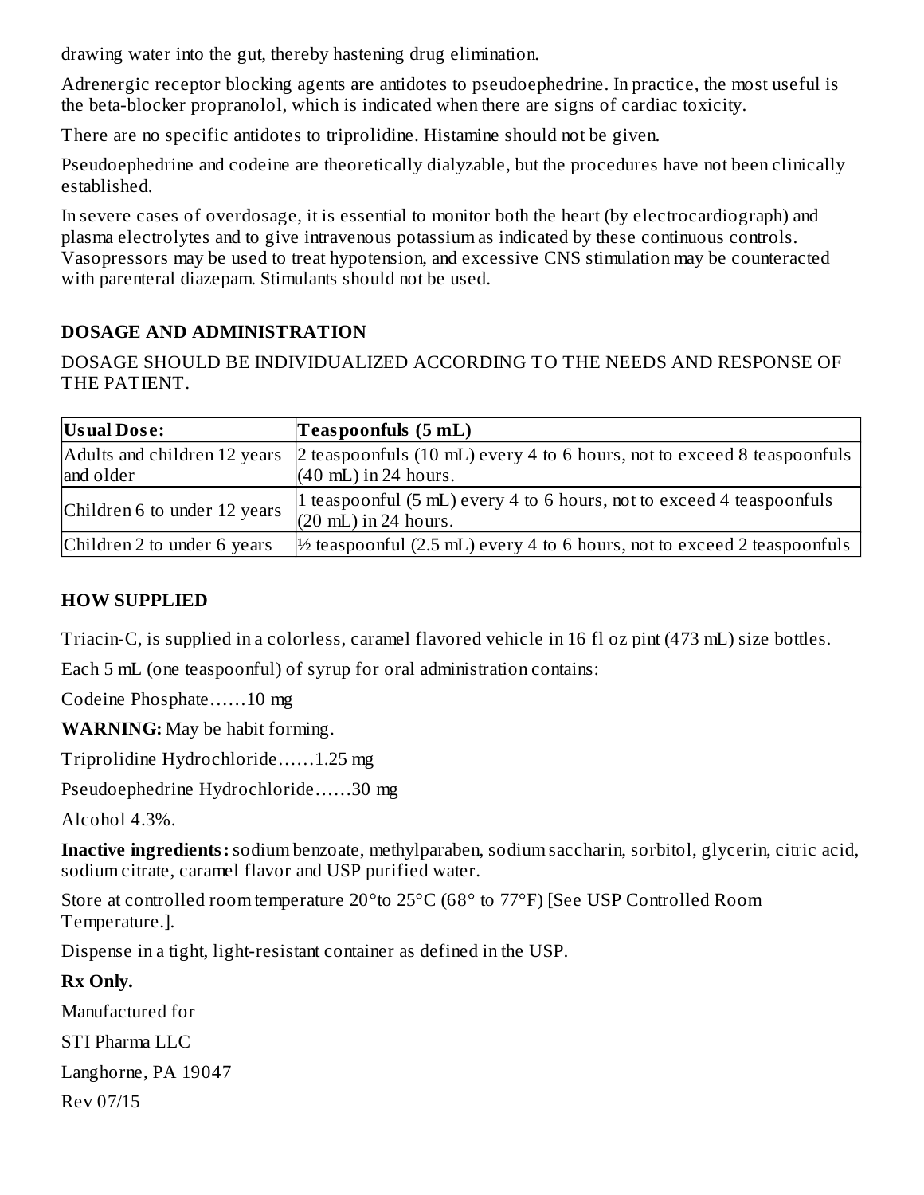drawing water into the gut, thereby hastening drug elimination.

Adrenergic receptor blocking agents are antidotes to pseudoephedrine. In practice, the most useful is the beta-blocker propranolol, which is indicated when there are signs of cardiac toxicity.

There are no specific antidotes to triprolidine. Histamine should not be given.

Pseudoephedrine and codeine are theoretically dialyzable, but the procedures have not been clinically established.

In severe cases of overdosage, it is essential to monitor both the heart (by electrocardiograph) and plasma electrolytes and to give intravenous potassium as indicated by these continuous controls. Vasopressors may be used to treat hypotension, and excessive CNS stimulation may be counteracted with parenteral diazepam. Stimulants should not be used.

## DOSAGE AND ADMINISTRATION

DOSAGE SHOULD BE INDIVIDUALIZED ACCORDING TO THE NEEDS AND RESPONSE OF THE PATIENT.

| **Usual Dose:** | **Teaspoonfuls (5 mL)** |
|---|---|
| Adults and children 12 years and older | 2 teaspoonfuls (10 mL) every 4 to 6 hours, not to exceed 8 teaspoonfuls (40 mL) in 24 hours. |
| Children 6 to under 12 years | 1 teaspoonful (5 mL) every 4 to 6 hours, not to exceed 4 teaspoonfuls (20 mL) in 24 hours. |
| Children 2 to under 6 years | ½ teaspoonful (2.5 mL) every 4 to 6 hours, not to exceed 2 teaspoonfuls |

## HOW SUPPLIED

Triacin-C, is supplied in a colorless, caramel flavored vehicle in 16 fl oz pint (473 mL) size bottles.

Each 5 mL (one teaspoonful) of syrup for oral administration contains:

Codeine Phosphate……10 mg

**WARNING:** May be habit forming.

Triprolidine Hydrochloride……1.25 mg

Pseudoephedrine Hydrochloride……30 mg

Alcohol 4.3%.

**Inactive ingredients:** sodium benzoate, methylparaben, sodium saccharin, sorbitol, glycerin, citric acid, sodium citrate, caramel flavor and USP purified water.

Store at controlled room temperature 20°to 25°C (68° to 77°F) [See USP Controlled Room Temperature.].

Dispense in a tight, light-resistant container as defined in the USP.

**Rx Only.**

Manufactured for

STI Pharma LLC

Langhorne, PA 19047

Rev 07/15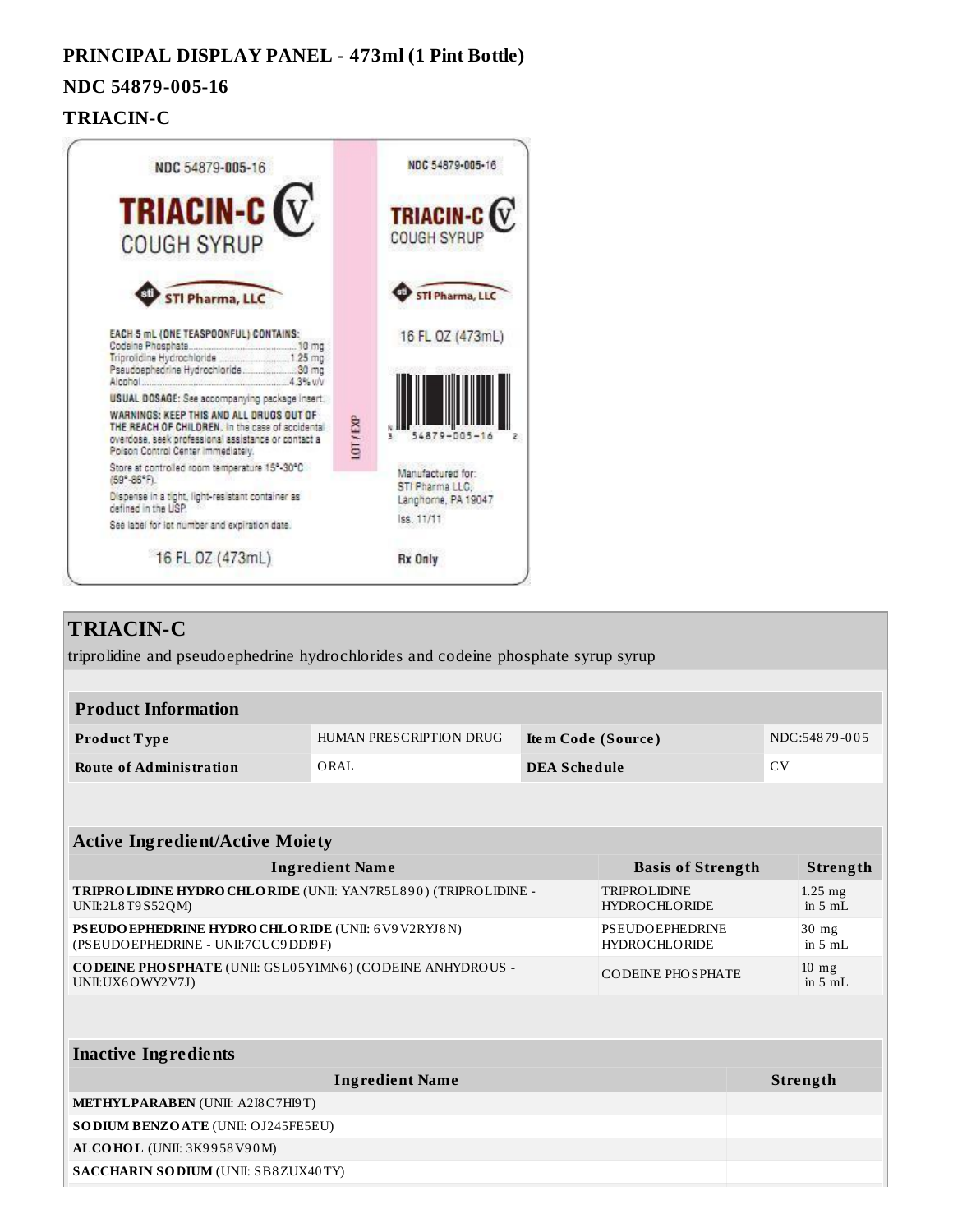**PRINCIPAL DISPLAY PANEL - 473ml (1 Pint Bottle)**

**NDC 54879-005-16**

**TRIACIN-C**

NDC 54879-005-16

TRIACIN-C CV

COUGH SYRUP

STI Pharma, LLC

EACH 5 mL (ONE TEASPOONFUL) CONTAINS:
Codeine Phosphate....................10 mg
Triprolidine Hydrochloride....................1.25 mg
Pseudoephedrine Hydrochloride....................30 mg
Alcohol....................4.3% v/v

USUAL DOSAGE: See accompanying package insert.

WARNINGS: KEEP THIS AND ALL DRUGS OUT OF THE REACH OF CHILDREN. In the case of accidental overdose, seek professional assistance or contact a Poison Control Center immediately.

Store at controlled room temperature 15°-30°C (59°-86°F).

Dispense in a tight, light-resistant container as defined in the USP.

See label for lot number and expiration date.

16 FL OZ (473mL)

LOT / EXP

NDC 54879-005-16

TRIACIN-C CV

COUGH SYRUP

STI Pharma, LLC

16 FL OZ (473mL)

3 54879-005-16 2

Manufactured for:
STI Pharma LLC,
Langhorne, PA 19047

Iss. 11/11

Rx Only

## TRIACIN-C

triprolidine and pseudoephedrine hydrochlorides and codeine phosphate syrup syrup

| Product Information | | | |
|---|---|---|---|
| **Product Type** | HUMAN PRESCRIPTION DRUG | **Item Code (Source)** | NDC:54879-005 |
| **Route of Administration** | ORAL | **DEA Schedule** | CV |

| Active Ingredient/Active Moiety | | |
|---|---|---|
| **Ingredient Name** | **Basis of Strength** | **Strength** |
| **TRIPROLIDINE HYDROCHLORIDE** (UNII: YAN7R5L890) (TRIPROLIDINE - UNII:2L8T9S52QM) | TRIPROLIDINE HYDROCHLORIDE | 1.25 mg in 5 mL |
| **PSEUDOEPHEDRINE HYDROCHLORIDE** (UNII: 6V9V2RYJ8N) (PSEUDOEPHEDRINE - UNII:7CUC9DDI9F) | PSEUDOEPHEDRINE HYDROCHLORIDE | 30 mg in 5 mL |
| **CODEINE PHOSPHATE** (UNII: GSL05Y1MN6) (CODEINE ANHYDROUS - UNII:UX6OWY2V7J) | CODEINE PHOSPHATE | 10 mg in 5 mL |

| Inactive Ingredients | |
|---|---|
| **Ingredient Name** | **Strength** |
| **METHYLPARABEN** (UNII: A2I8C7HI9T) | |
| **SODIUM BENZOATE** (UNII: OJ245FE5EU) | |
| **ALCOHOL** (UNII: 3K9958V90M) | |
| **SACCHARIN SODIUM** (UNII: SB8ZUX40TY) | |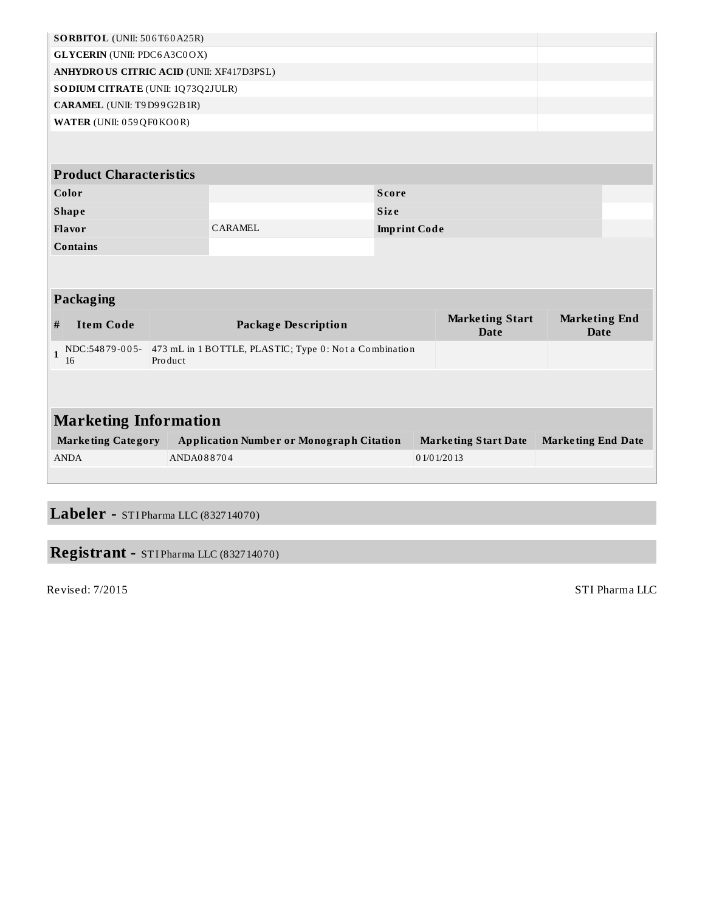| | |
|---|---|
| **SORBITOL** (UNII: 506T60A25R) | |
| **GLYCERIN** (UNII: PDC6A3C0OX) | |
| **ANHYDROUS CITRIC ACID** (UNII: XF417D3PSL) | |
| **SODIUM CITRATE** (UNII: 1Q73Q2JULR) | |
| **CARAMEL** (UNII: T9D99G2B1R) | |
| **WATER** (UNII: 059QF0KO0R) | |

**Product Characteristics**

| | | | |
|---|---|---|---|
| **Color** | | **Score** | |
| **Shape** | | **Size** | |
| **Flavor** | CARAMEL | **Imprint Code** | |
| **Contains** | | | |

**Packaging**

| # | Item Code | Package Description | Marketing Start Date | Marketing End Date |
|---|---|---|---|---|
| 1 | NDC:54879-005-16 | 473 mL in 1 BOTTLE, PLASTIC; Type 0: Not a Combination Product | | |

**Marketing Information**

| Marketing Category | Application Number or Monograph Citation | Marketing Start Date | Marketing End Date |
|---|---|---|---|
| ANDA | ANDA088704 | 01/01/2013 | |

## Labeler - STI Pharma LLC (832714070)

## Registrant - STI Pharma LLC (832714070)

Revised: 7/2015 STI Pharma LLC